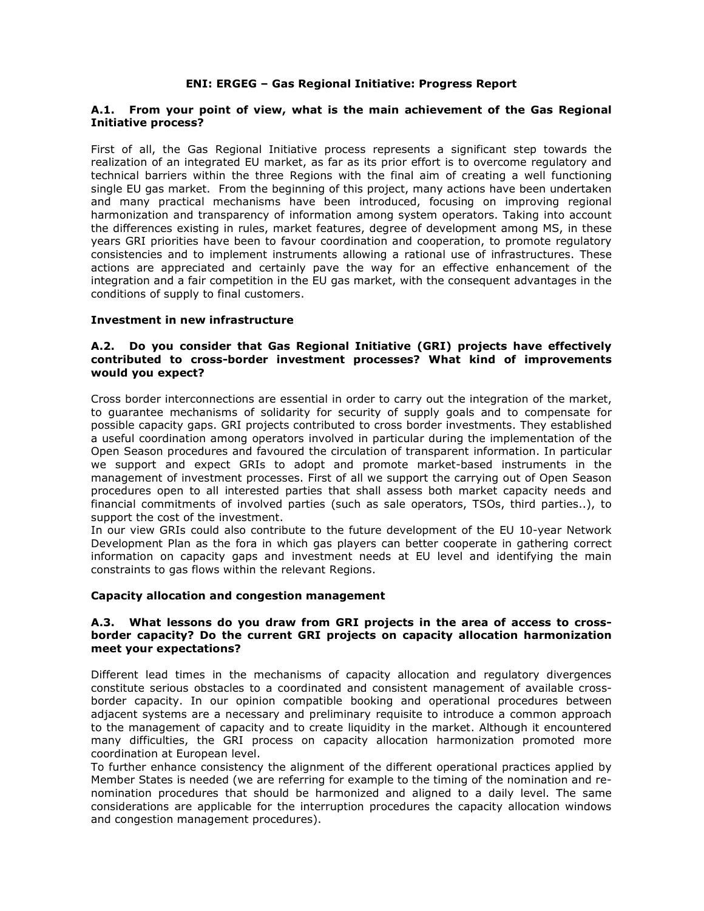# ENI: ERGEG – Gas Regional Initiative: Progress Report

### A.1. From your point of view, what is the main achievement of the Gas Regional Initiative process?

First of all, the Gas Regional Initiative process represents a significant step towards the realization of an integrated EU market, as far as its prior effort is to overcome regulatory and technical barriers within the three Regions with the final aim of creating a well functioning single EU gas market. From the beginning of this project, many actions have been undertaken and many practical mechanisms have been introduced, focusing on improving regional harmonization and transparency of information among system operators. Taking into account the differences existing in rules, market features, degree of development among MS, in these years GRI priorities have been to favour coordination and cooperation, to promote regulatory consistencies and to implement instruments allowing a rational use of infrastructures. These actions are appreciated and certainly pave the way for an effective enhancement of the integration and a fair competition in the EU gas market, with the consequent advantages in the conditions of supply to final customers.

## Investment in new infrastructure

### A.2. Do you consider that Gas Regional Initiative (GRI) projects have effectively contributed to cross-border investment processes? What kind of improvements would you expect?

Cross border interconnections are essential in order to carry out the integration of the market, to guarantee mechanisms of solidarity for security of supply goals and to compensate for possible capacity gaps. GRI projects contributed to cross border investments. They established a useful coordination among operators involved in particular during the implementation of the Open Season procedures and favoured the circulation of transparent information. In particular we support and expect GRIs to adopt and promote market-based instruments in the management of investment processes. First of all we support the carrying out of Open Season procedures open to all interested parties that shall assess both market capacity needs and financial commitments of involved parties (such as sale operators, TSOs, third parties..), to support the cost of the investment.

In our view GRIs could also contribute to the future development of the EU 10-year Network Development Plan as the fora in which gas players can better cooperate in gathering correct information on capacity gaps and investment needs at EU level and identifying the main constraints to gas flows within the relevant Regions.

## Capacity allocation and congestion management

### A.3. What lessons do you draw from GRI projects in the area of access to cross-border capacity? Do the current GRI projects on capacity allocation harmonization meet your expectations?

Different lead times in the mechanisms of capacity allocation and regulatory divergences constitute serious obstacles to a coordinated and consistent management of available cross-border capacity. In our opinion compatible booking and operational procedures between adjacent systems are a necessary and preliminary requisite to introduce a common approach to the management of capacity and to create liquidity in the market. Although it encountered many difficulties, the GRI process on capacity allocation harmonization promoted more coordination at European level.

To further enhance consistency the alignment of the different operational practices applied by Member States is needed (we are referring for example to the timing of the nomination and re-nomination procedures that should be harmonized and aligned to a daily level. The same considerations are applicable for the interruption procedures the capacity allocation windows and congestion management procedures).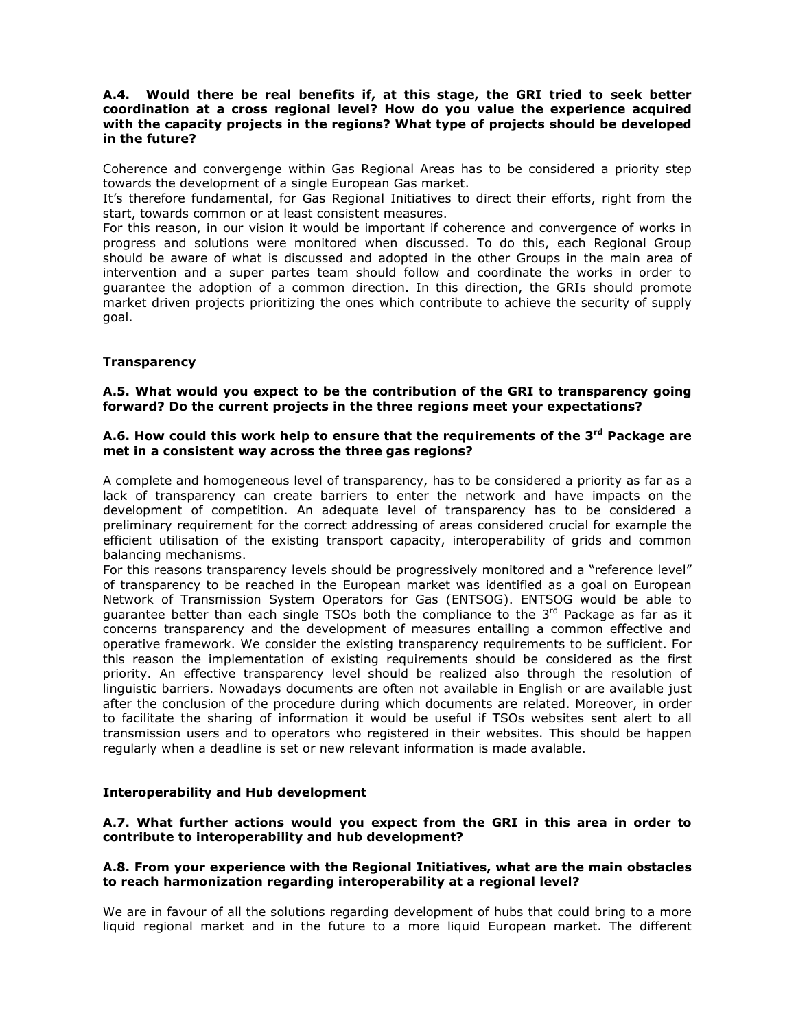**A.4. Would there be real benefits if, at this stage, the GRI tried to seek better coordination at a cross regional level? How do you value the experience acquired with the capacity projects in the regions? What type of projects should be developed in the future?**

Coherence and convergenge within Gas Regional Areas has to be considered a priority step towards the development of a single European Gas market.
It's therefore fundamental, for Gas Regional Initiatives to direct their efforts, right from the start, towards common or at least consistent measures.
For this reason, in our vision it would be important if coherence and convergence of works in progress and solutions were monitored when discussed. To do this, each Regional Group should be aware of what is discussed and adopted in the other Groups in the main area of intervention and a super partes team should follow and coordinate the works in order to guarantee the adoption of a common direction. In this direction, the GRIs should promote market driven projects prioritizing the ones which contribute to achieve the security of supply goal.

**Transparency**

**A.5. What would you expect to be the contribution of the GRI to transparency going forward? Do the current projects in the three regions meet your expectations?**

**A.6. How could this work help to ensure that the requirements of the 3rd Package are met in a consistent way across the three gas regions?**

A complete and homogeneous level of transparency, has to be considered a priority as far as a lack of transparency can create barriers to enter the network and have impacts on the development of competition. An adequate level of transparency has to be considered a preliminary requirement for the correct addressing of areas considered crucial for example the efficient utilisation of the existing transport capacity, interoperability of grids and common balancing mechanisms.
For this reasons transparency levels should be progressively monitored and a "reference level" of transparency to be reached in the European market was identified as a goal on European Network of Transmission System Operators for Gas (ENTSOG). ENTSOG would be able to guarantee better than each single TSOs both the compliance to the 3rd Package as far as it concerns transparency and the development of measures entailing a common effective and operative framework. We consider the existing transparency requirements to be sufficient. For this reason the implementation of existing requirements should be considered as the first priority. An effective transparency level should be realized also through the resolution of linguistic barriers. Nowadays documents are often not available in English or are available just after the conclusion of the procedure during which documents are related. Moreover, in order to facilitate the sharing of information it would be useful if TSOs websites sent alert to all transmission users and to operators who registered in their websites. This should be happen regularly when a deadline is set or new relevant information is made avalable.

**Interoperability and Hub development**

**A.7. What further actions would you expect from the GRI in this area in order to contribute to interoperability and hub development?**

**A.8. From your experience with the Regional Initiatives, what are the main obstacles to reach harmonization regarding interoperability at a regional level?**

We are in favour of all the solutions regarding development of hubs that could bring to a more liquid regional market and in the future to a more liquid European market. The different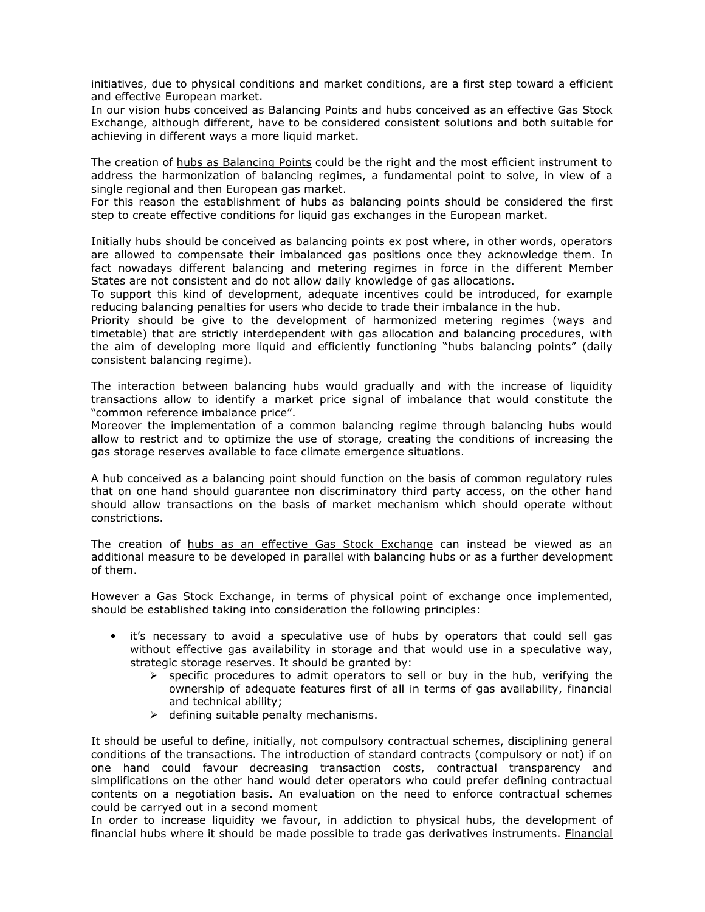initiatives, due to physical conditions and market conditions, are a first step toward a efficient and effective European market.
In our vision hubs conceived as Balancing Points and hubs conceived as an effective Gas Stock Exchange, although different, have to be considered consistent solutions and both suitable for achieving in different ways a more liquid market.

The creation of <u>hubs as Balancing Points</u> could be the right and the most efficient instrument to address the harmonization of balancing regimes, a fundamental point to solve, in view of a single regional and then European gas market.
For this reason the establishment of hubs as balancing points should be considered the first step to create effective conditions for liquid gas exchanges in the European market.

Initially hubs should be conceived as balancing points ex post where, in other words, operators are allowed to compensate their imbalanced gas positions once they acknowledge them. In fact nowadays different balancing and metering regimes in force in the different Member States are not consistent and do not allow daily knowledge of gas allocations.
To support this kind of development, adequate incentives could be introduced, for example reducing balancing penalties for users who decide to trade their imbalance in the hub.
Priority should be give to the development of harmonized metering regimes (ways and timetable) that are strictly interdependent with gas allocation and balancing procedures, with the aim of developing more liquid and efficiently functioning "hubs balancing points" (daily consistent balancing regime).

The interaction between balancing hubs would gradually and with the increase of liquidity transactions allow to identify a market price signal of imbalance that would constitute the "common reference imbalance price".
Moreover the implementation of a common balancing regime through balancing hubs would allow to restrict and to optimize the use of storage, creating the conditions of increasing the gas storage reserves available to face climate emergence situations.

A hub conceived as a balancing point should function on the basis of common regulatory rules that on one hand should guarantee non discriminatory third party access, on the other hand should allow transactions on the basis of market mechanism which should operate without constrictions.

The creation of <u>hubs as an effective Gas Stock Exchange</u> can instead be viewed as an additional measure to be developed in parallel with balancing hubs or as a further development of them.

However a Gas Stock Exchange, in terms of physical point of exchange once implemented, should be established taking into consideration the following principles:

- it's necessary to avoid a speculative use of hubs by operators that could sell gas without effective gas availability in storage and that would use in a speculative way, strategic storage reserves. It should be granted by:
  - specific procedures to admit operators to sell or buy in the hub, verifying the ownership of adequate features first of all in terms of gas availability, financial and technical ability;
  - defining suitable penalty mechanisms.

It should be useful to define, initially, not compulsory contractual schemes, disciplining general conditions of the transactions. The introduction of standard contracts (compulsory or not) if on one hand could favour decreasing transaction costs, contractual transparency and simplifications on the other hand would deter operators who could prefer defining contractual contents on a negotiation basis. An evaluation on the need to enforce contractual schemes could be carryed out in a second moment
In order to increase liquidity we favour, in addiction to physical hubs, the development of financial hubs where it should be made possible to trade gas derivatives instruments. <u>Financial</u>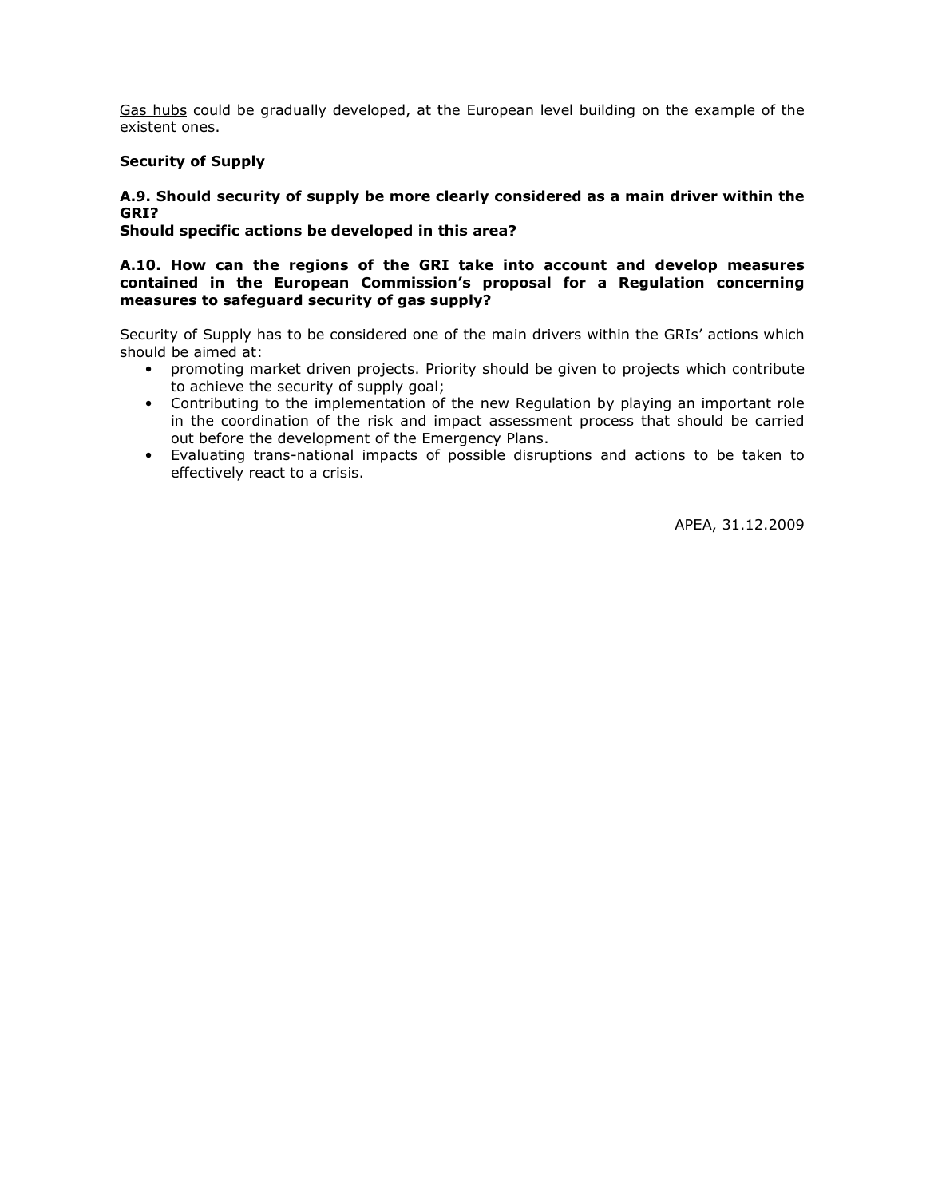Gas hubs could be gradually developed, at the European level building on the example of the existent ones.

**Security of Supply**

**A.9. Should security of supply be more clearly considered as a main driver within the GRI?**
**Should specific actions be developed in this area?**

**A.10. How can the regions of the GRI take into account and develop measures contained in the European Commission's proposal for a Regulation concerning measures to safeguard security of gas supply?**

Security of Supply has to be considered one of the main drivers within the GRIs' actions which should be aimed at:

- promoting market driven projects. Priority should be given to projects which contribute to achieve the security of supply goal;
- Contributing to the implementation of the new Regulation by playing an important role in the coordination of the risk and impact assessment process that should be carried out before the development of the Emergency Plans.
- Evaluating trans-national impacts of possible disruptions and actions to be taken to effectively react to a crisis.

APEA, 31.12.2009